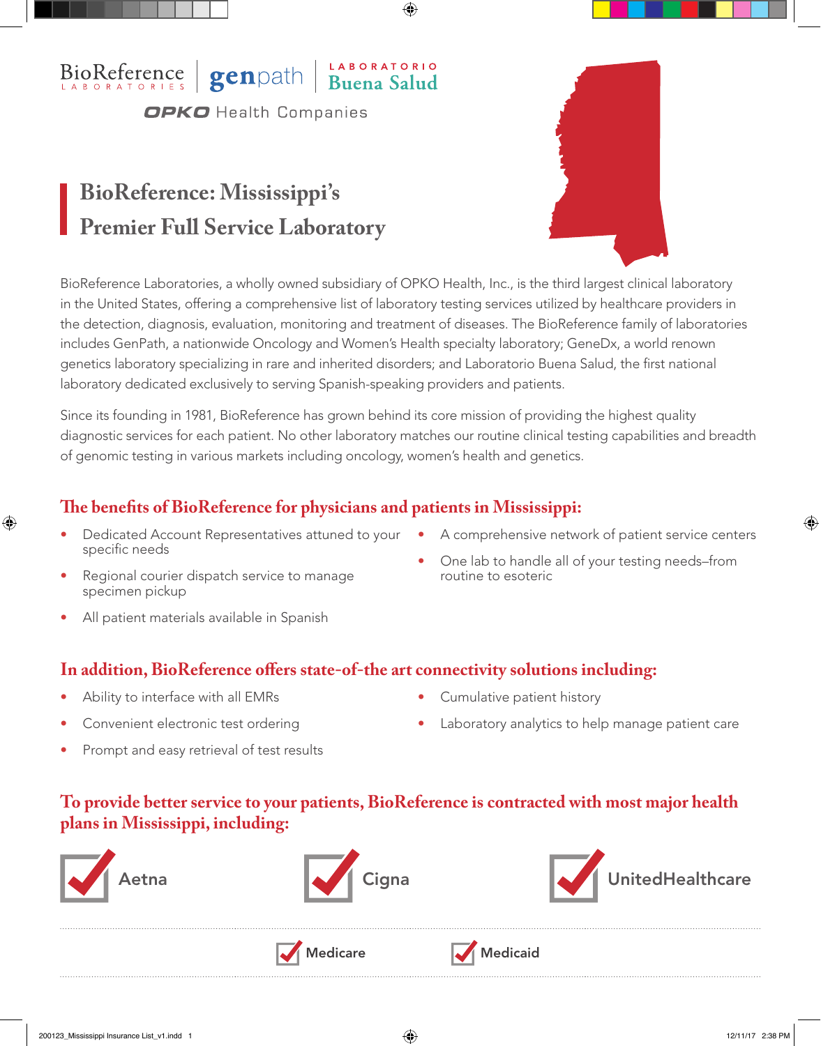BioReference LABORATORIES | genpath | LABORATORIO Buena Salud

OPKO Health Companies

# BioReference: Mississippi's Premier Full Service Laboratory

BioReference Laboratories, a wholly owned subsidiary of OPKO Health, Inc., is the third largest clinical laboratory in the United States, offering a comprehensive list of laboratory testing services utilized by healthcare providers in the detection, diagnosis, evaluation, monitoring and treatment of diseases. The BioReference family of laboratories includes GenPath, a nationwide Oncology and Women's Health specialty laboratory; GeneDx, a world renown genetics laboratory specializing in rare and inherited disorders; and Laboratorio Buena Salud, the first national laboratory dedicated exclusively to serving Spanish-speaking providers and patients.

Since its founding in 1981, BioReference has grown behind its core mission of providing the highest quality diagnostic services for each patient. No other laboratory matches our routine clinical testing capabilities and breadth of genomic testing in various markets including oncology, women's health and genetics.

## The benefits of BioReference for physicians and patients in Mississippi:

- Dedicated Account Representatives attuned to your specific needs
- Regional courier dispatch service to manage specimen pickup
- All patient materials available in Spanish
- A comprehensive network of patient service centers
- One lab to handle all of your testing needs–from routine to esoteric

## In addition, BioReference offers state-of-the art connectivity solutions including:

- Ability to interface with all EMRs
- Convenient electronic test ordering
- Prompt and easy retrieval of test results
- Cumulative patient history
- Laboratory analytics to help manage patient care

## To provide better service to your patients, BioReference is contracted with most major health plans in Mississippi, including:

- ✓ Aetna
- ✓ Cigna
- ✓ UnitedHealthcare
- ✓ Medicare
- ✓ Medicaid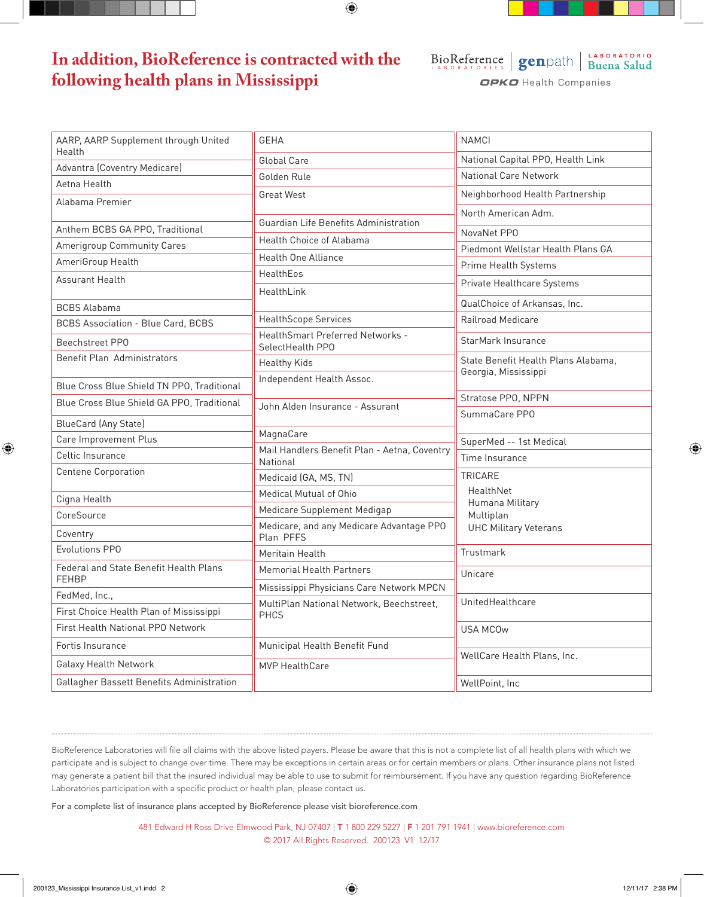# In addition, BioReference is contracted with the following health plans in Mississippi

BioReference LABORATORIES | genpath | LABORATORIO Buena Salud

OPKO Health Companies

| | | |
|---|---|---|
| AARP, AARP Supplement through United Health | GEHA | NAMCI |
| Advantra (Coventry Medicare) | Global Care | National Capital PPO, Health Link |
| Aetna Health | Golden Rule | National Care Network |
| Alabama Premier | Great West | Neighborhood Health Partnership |
| Anthem BCBS GA PPO, Traditional | Guardian Life Benefits Administration | North American Adm. |
| Amerigroup Community Cares | Health Choice of Alabama | NovaNet PPO |
| AmeriGroup Health | Health One Alliance | Piedmont Wellstar Health Plans GA |
| Assurant Health | HealthEos | Prime Health Systems |
| BCBS Alabama | HealthLink | Private Healthcare Systems |
| BCBS Association - Blue Card, BCBS | HealthScope Services | QualChoice of Arkansas, Inc. |
| Beechstreet PPO | HealthSmart Preferred Networks - SelectHealth PPO | Railroad Medicare |
| Benefit Plan Administrators | Healthy Kids | StarMark Insurance |
| Blue Cross Blue Shield TN PPO, Traditional | Independent Health Assoc. | State Benefit Health Plans Alabama, Georgia, Mississippi |
| Blue Cross Blue Shield GA PPO, Traditional | John Alden Insurance - Assurant | Stratose PPO, NPPN |
| BlueCard (Any State) | MagnaCare | SummaCare PPO |
| Care Improvement Plus | Mail Handlers Benefit Plan - Aetna, Coventry National | SuperMed -- 1st Medical |
| Celtic Insurance | Medicaid (GA, MS, TN) | Time Insurance |
| Centene Corporation | Medical Mutual of Ohio | TRICARE<br>HealthNet<br>Humana Military<br>Multiplan<br>UHC Military Veterans |
| Cigna Health | Medicare Supplement Medigap | Trustmark |
| CoreSource | Medicare, and any Medicare Advantage PPO Plan PFFS | Unicare |
| Coventry | Meritain Health | UnitedHealthcare |
| Evolutions PPO | Memorial Health Partners | USA MCOw |
| Federal and State Benefit Health Plans FEHBP | Mississippi Physicians Care Network MPCN | WellCare Health Plans, Inc. |
| FedMed, Inc., | MultiPlan National Network, Beechstreet, PHCS | WellPoint, Inc |
| First Choice Health Plan of Mississippi | Municipal Health Benefit Fund | |
| First Health National PPO Network | MVP HealthCare | |
| Fortis Insurance | | |
| Galaxy Health Network | | |
| Gallagher Bassett Benefits Administration | | |

BioReference Laboratories will file all claims with the above listed payers. Please be aware that this is not a complete list of all health plans with which we participate and is subject to change over time. There may be exceptions in certain areas or for certain members or plans. Other insurance plans not listed may generate a patient bill that the insured individual may be able to use to submit for reimbursement. If you have any question regarding BioReference Laboratories participation with a specific product or health plan, please contact us.

For a complete list of insurance plans accepted by BioReference please visit bioreference.com

481 Edward H Ross Drive Elmwood Park, NJ 07407 | **T** 1 800 229 5227 | **F** 1 201 791 1941 | www.bioreference.com

© 2017 All Rights Reserved. 200123 V1 12/17